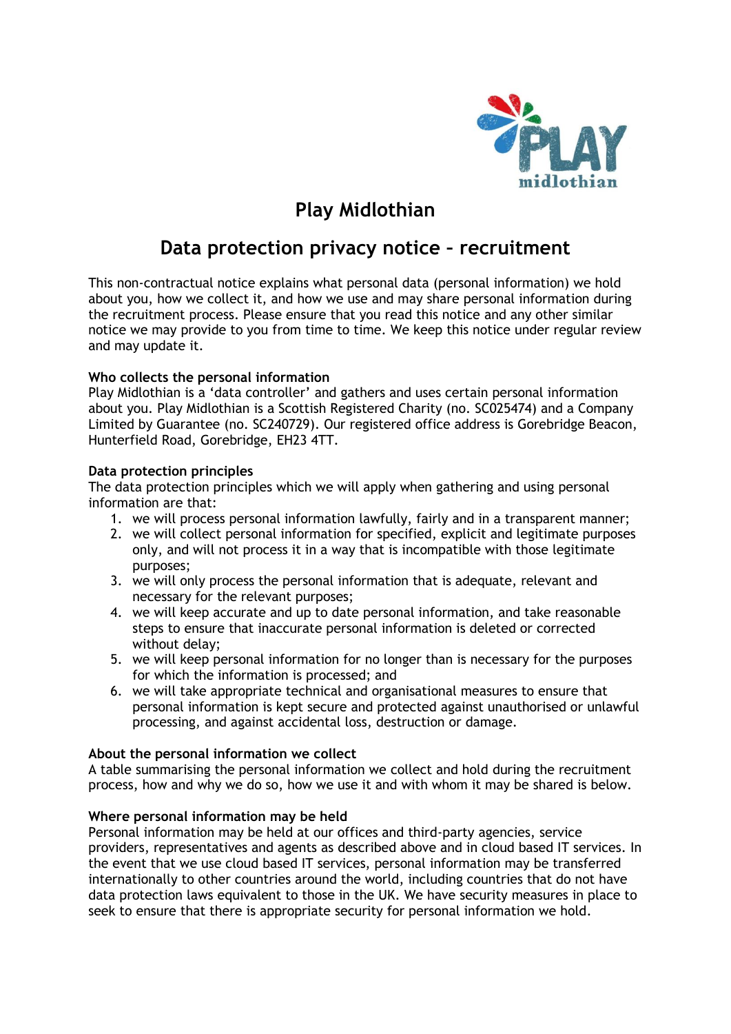# Play Midlothian

## Data protection privacy notice – recruitment

This non-contractual notice explains what personal data (personal information) we hold about you, how we collect it, and how we use and may share personal information during the recruitment process. Please ensure that you read this notice and any other similar notice we may provide to you from time to time. We keep this notice under regular review and may update it.

**Who collects the personal information**
Play Midlothian is a 'data controller' and gathers and uses certain personal information about you. Play Midlothian is a Scottish Registered Charity (no. SC025474) and a Company Limited by Guarantee (no. SC240729). Our registered office address is Gorebridge Beacon, Hunterfield Road, Gorebridge, EH23 4TT.

**Data protection principles**
The data protection principles which we will apply when gathering and using personal information are that:

1. we will process personal information lawfully, fairly and in a transparent manner;
2. we will collect personal information for specified, explicit and legitimate purposes only, and will not process it in a way that is incompatible with those legitimate purposes;
3. we will only process the personal information that is adequate, relevant and necessary for the relevant purposes;
4. we will keep accurate and up to date personal information, and take reasonable steps to ensure that inaccurate personal information is deleted or corrected without delay;
5. we will keep personal information for no longer than is necessary for the purposes for which the information is processed; and
6. we will take appropriate technical and organisational measures to ensure that personal information is kept secure and protected against unauthorised or unlawful processing, and against accidental loss, destruction or damage.

**About the personal information we collect**
A table summarising the personal information we collect and hold during the recruitment process, how and why we do so, how we use it and with whom it may be shared is below.

**Where personal information may be held**
Personal information may be held at our offices and third-party agencies, service providers, representatives and agents as described above and in cloud based IT services. In the event that we use cloud based IT services, personal information may be transferred internationally to other countries around the world, including countries that do not have data protection laws equivalent to those in the UK. We have security measures in place to seek to ensure that there is appropriate security for personal information we hold.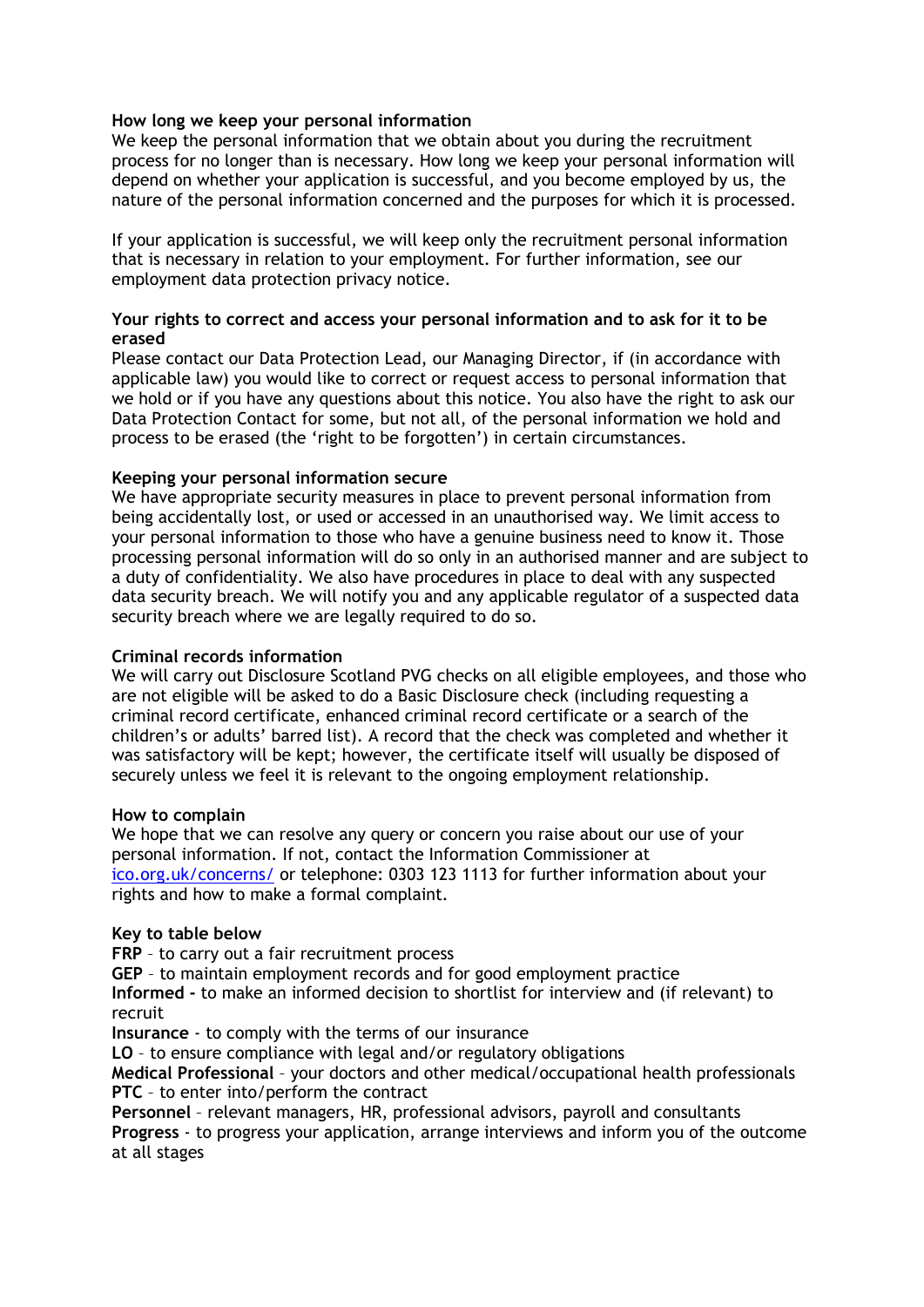### How long we keep your personal information

We keep the personal information that we obtain about you during the recruitment process for no longer than is necessary. How long we keep your personal information will depend on whether your application is successful, and you become employed by us, the nature of the personal information concerned and the purposes for which it is processed.

If your application is successful, we will keep only the recruitment personal information that is necessary in relation to your employment. For further information, see our employment data protection privacy notice.

### Your rights to correct and access your personal information and to ask for it to be erased

Please contact our Data Protection Lead, our Managing Director, if (in accordance with applicable law) you would like to correct or request access to personal information that we hold or if you have any questions about this notice. You also have the right to ask our Data Protection Contact for some, but not all, of the personal information we hold and process to be erased (the 'right to be forgotten') in certain circumstances.

### Keeping your personal information secure

We have appropriate security measures in place to prevent personal information from being accidentally lost, or used or accessed in an unauthorised way. We limit access to your personal information to those who have a genuine business need to know it. Those processing personal information will do so only in an authorised manner and are subject to a duty of confidentiality. We also have procedures in place to deal with any suspected data security breach. We will notify you and any applicable regulator of a suspected data security breach where we are legally required to do so.

### Criminal records information

We will carry out Disclosure Scotland PVG checks on all eligible employees, and those who are not eligible will be asked to do a Basic Disclosure check (including requesting a criminal record certificate, enhanced criminal record certificate or a search of the children's or adults' barred list). A record that the check was completed and whether it was satisfactory will be kept; however, the certificate itself will usually be disposed of securely unless we feel it is relevant to the ongoing employment relationship.

### How to complain

We hope that we can resolve any query or concern you raise about our use of your personal information. If not, contact the Information Commissioner at [ico.org.uk/concerns/](https://ico.org.uk/concerns/) or telephone: 0303 123 1113 for further information about your rights and how to make a formal complaint.

### Key to table below

**FRP** – to carry out a fair recruitment process
**GEP** – to maintain employment records and for good employment practice
**Informed -** to make an informed decision to shortlist for interview and (if relevant) to recruit
**Insurance** - to comply with the terms of our insurance
**LO** – to ensure compliance with legal and/or regulatory obligations
**Medical Professional** – your doctors and other medical/occupational health professionals
**PTC** – to enter into/perform the contract
**Personnel** – relevant managers, HR, professional advisors, payroll and consultants
**Progress** - to progress your application, arrange interviews and inform you of the outcome at all stages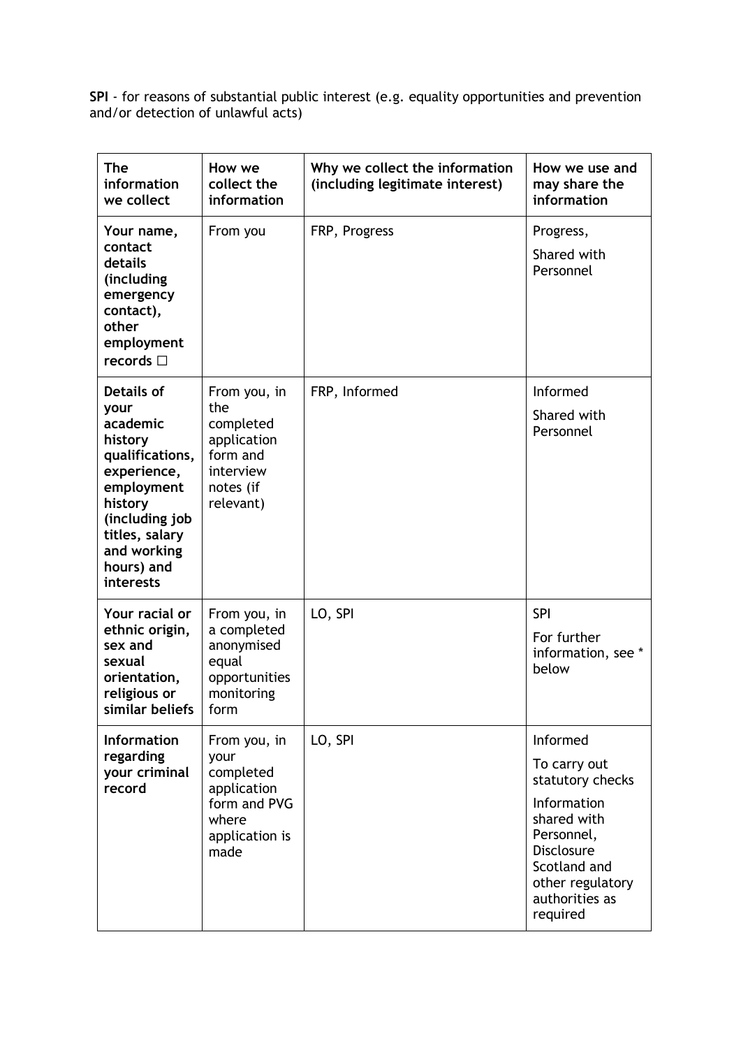**SPI** - for reasons of substantial public interest (e.g. equality opportunities and prevention and/or detection of unlawful acts)

| The information we collect | How we collect the information | Why we collect the information (including legitimate interest) | How we use and may share the information |
|---|---|---|---|
| **Your name, contact details (including emergency contact), other employment records** ☐ | From you | FRP, Progress | Progress, Shared with Personnel |
| **Details of your academic history qualifications, experience, employment history (including job titles, salary and working hours) and interests** | From you, in the completed application form and interview notes (if relevant) | FRP, Informed | Informed Shared with Personnel |
| **Your racial or ethnic origin, sex and sexual orientation, religious or similar beliefs** | From you, in a completed anonymised equal opportunities monitoring form | LO, SPI | SPI For further information, see * below |
| **Information regarding your criminal record** | From you, in your completed application form and PVG where application is made | LO, SPI | Informed To carry out statutory checks Information shared with Personnel, Disclosure Scotland and other regulatory authorities as required |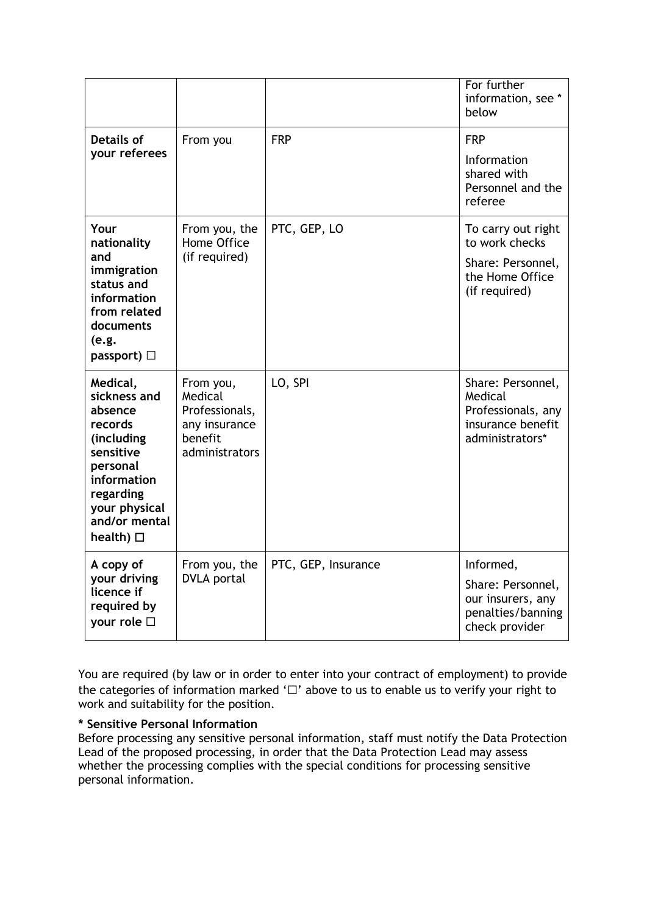| | | | |
|---|---|---|---|
| | | | For further information, see * below |
| **Details of your referees** | From you | FRP | FRP<br>Information shared with Personnel and the referee |
| **Your nationality and immigration status and information from related documents (e.g. passport) ☐** | From you, the Home Office (if required) | PTC, GEP, LO | To carry out right to work checks<br>Share: Personnel, the Home Office (if required) |
| **Medical, sickness and absence records (including sensitive personal information regarding your physical and/or mental health) ☐** | From you, Medical Professionals, any insurance benefit administrators | LO, SPI | Share: Personnel, Medical Professionals, any insurance benefit administrators* |
| **A copy of your driving licence if required by your role ☐** | From you, the DVLA portal | PTC, GEP, Insurance | Informed,<br>Share: Personnel, our insurers, any penalties/banning check provider |

You are required (by law or in order to enter into your contract of employment) to provide the categories of information marked '☐' above to us to enable us to verify your right to work and suitability for the position.

**\* Sensitive Personal Information**

Before processing any sensitive personal information, staff must notify the Data Protection Lead of the proposed processing, in order that the Data Protection Lead may assess whether the processing complies with the special conditions for processing sensitive personal information.